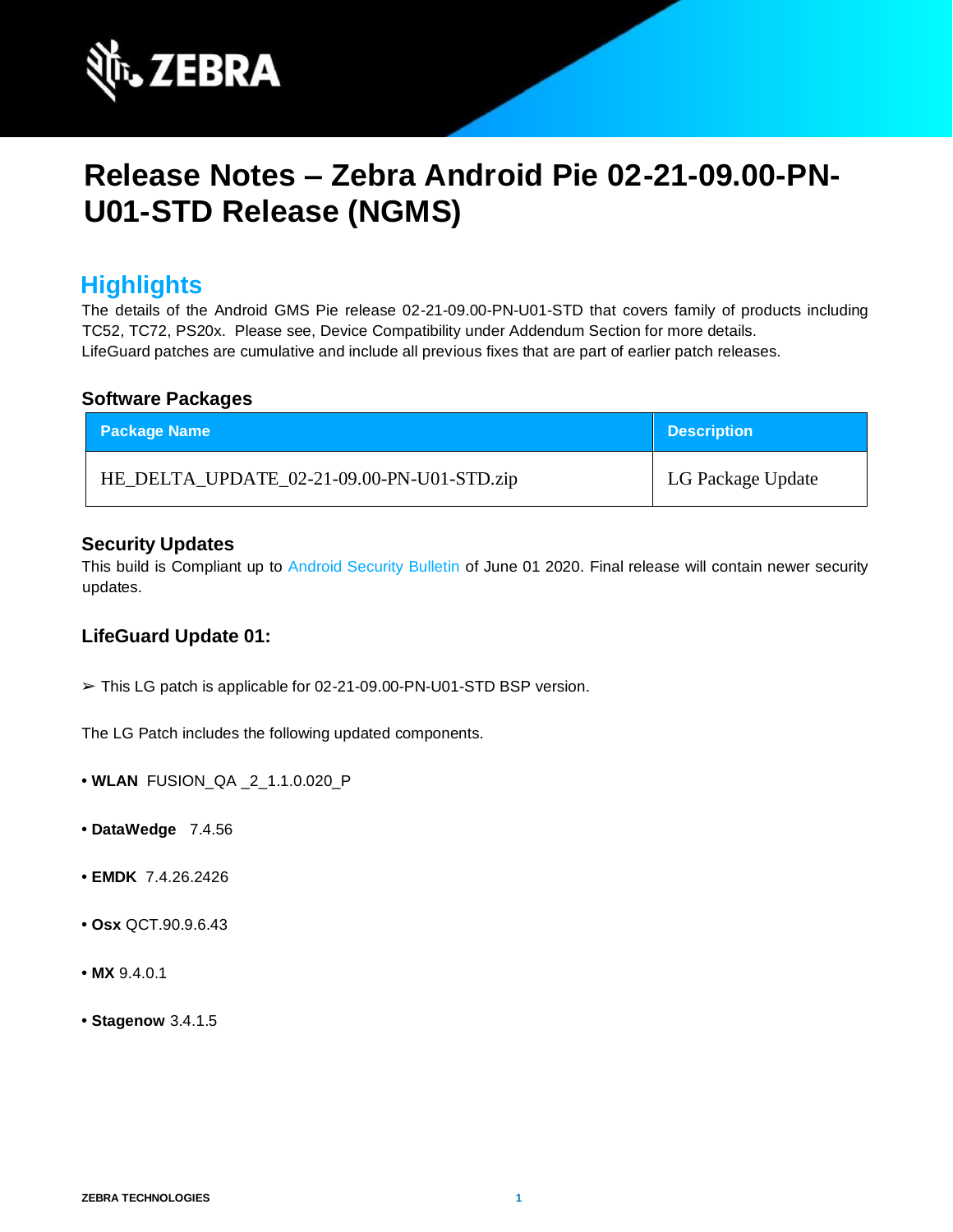# Release Notes – Zebra Android Pie 02-21-09.00-PN-U01-STD Release (NGMS)

## Highlights

The details of the Android GMS Pie release 02-21-09.00-PN-U01-STD that covers family of products including TC52, TC72, PS20x. Please see, Device Compatibility under Addendum Section for more details.
LifeGuard patches are cumulative and include all previous fixes that are part of earlier patch releases.

### Software Packages

| Package Name | Description |
| --- | --- |
| HE_DELTA_UPDATE_02-21-09.00-PN-U01-STD.zip | LG Package Update |

### Security Updates

This build is Compliant up to Android Security Bulletin of June 01 2020. Final release will contain newer security updates.

### LifeGuard Update 01:

➢ This LG patch is applicable for 02-21-09.00-PN-U01-STD BSP version.

The LG Patch includes the following updated components.

- **WLAN** FUSION_QA _2_1.1.0.020_P
- **DataWedge** 7.4.56
- **EMDK** 7.4.26.2426
- **Osx** QCT.90.9.6.43
- **MX** 9.4.0.1
- **Stagenow** 3.4.1.5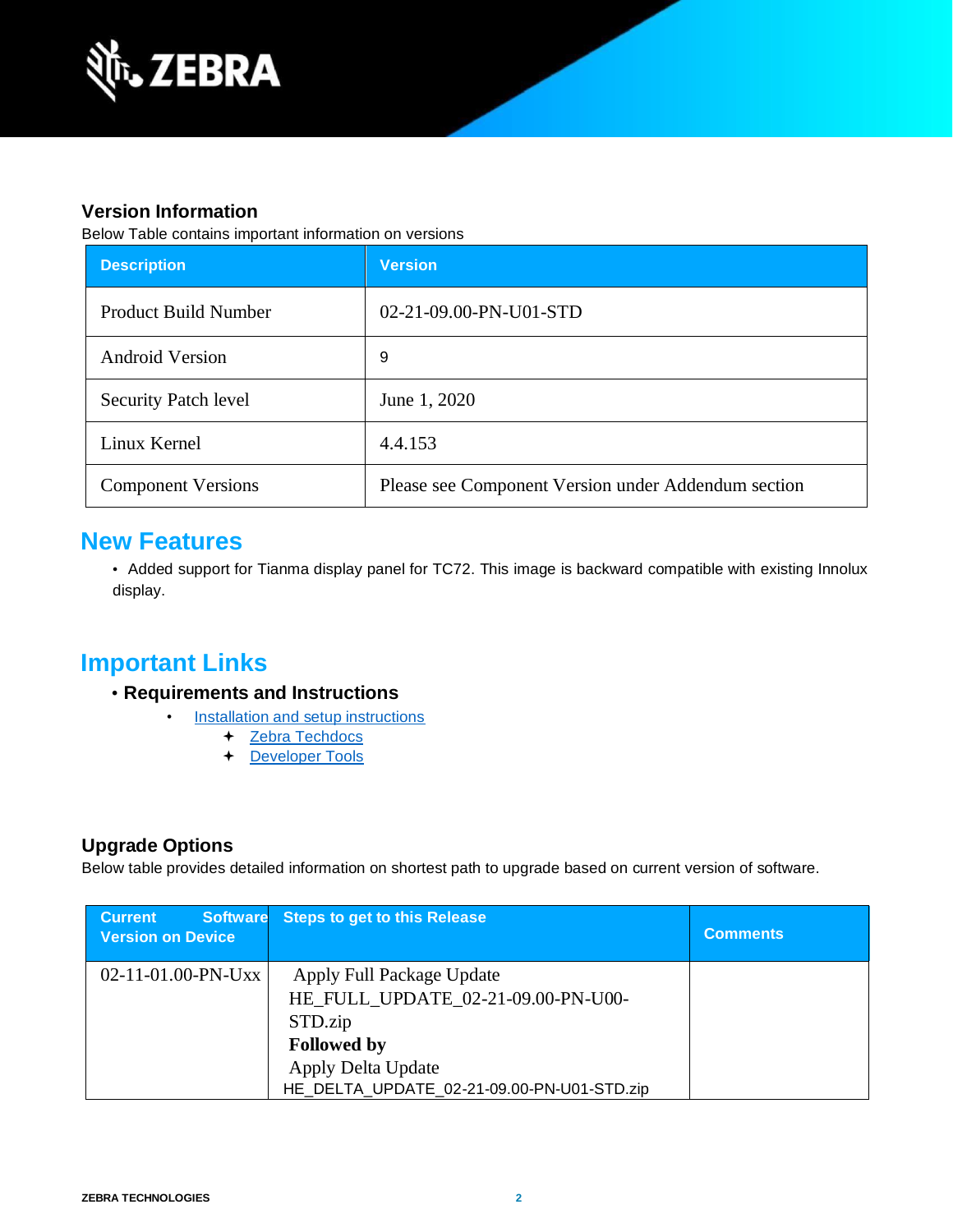### Version Information

Below Table contains important information on versions

| Description | Version |
|---|---|
| Product Build Number | 02-21-09.00-PN-U01-STD |
| Android Version | 9 |
| Security Patch level | June 1, 2020 |
| Linux Kernel | 4.4.153 |
| Component Versions | Please see Component Version under Addendum section |

## New Features

- Added support for Tianma display panel for TC72. This image is backward compatible with existing Innolux display.

## Important Links

- **Requirements and Instructions**
  - Installation and setup instructions
    - Zebra Techdocs
    - Developer Tools

### Upgrade Options

Below table provides detailed information on shortest path to upgrade based on current version of software.

| Current Software Version on Device | Steps to get to this Release | Comments |
|---|---|---|
| 02-11-01.00-PN-Uxx | Apply Full Package Update HE_FULL_UPDATE_02-21-09.00-PN-U00-STD.zip **Followed by** Apply Delta Update HE_DELTA_UPDATE_02-21-09.00-PN-U01-STD.zip | |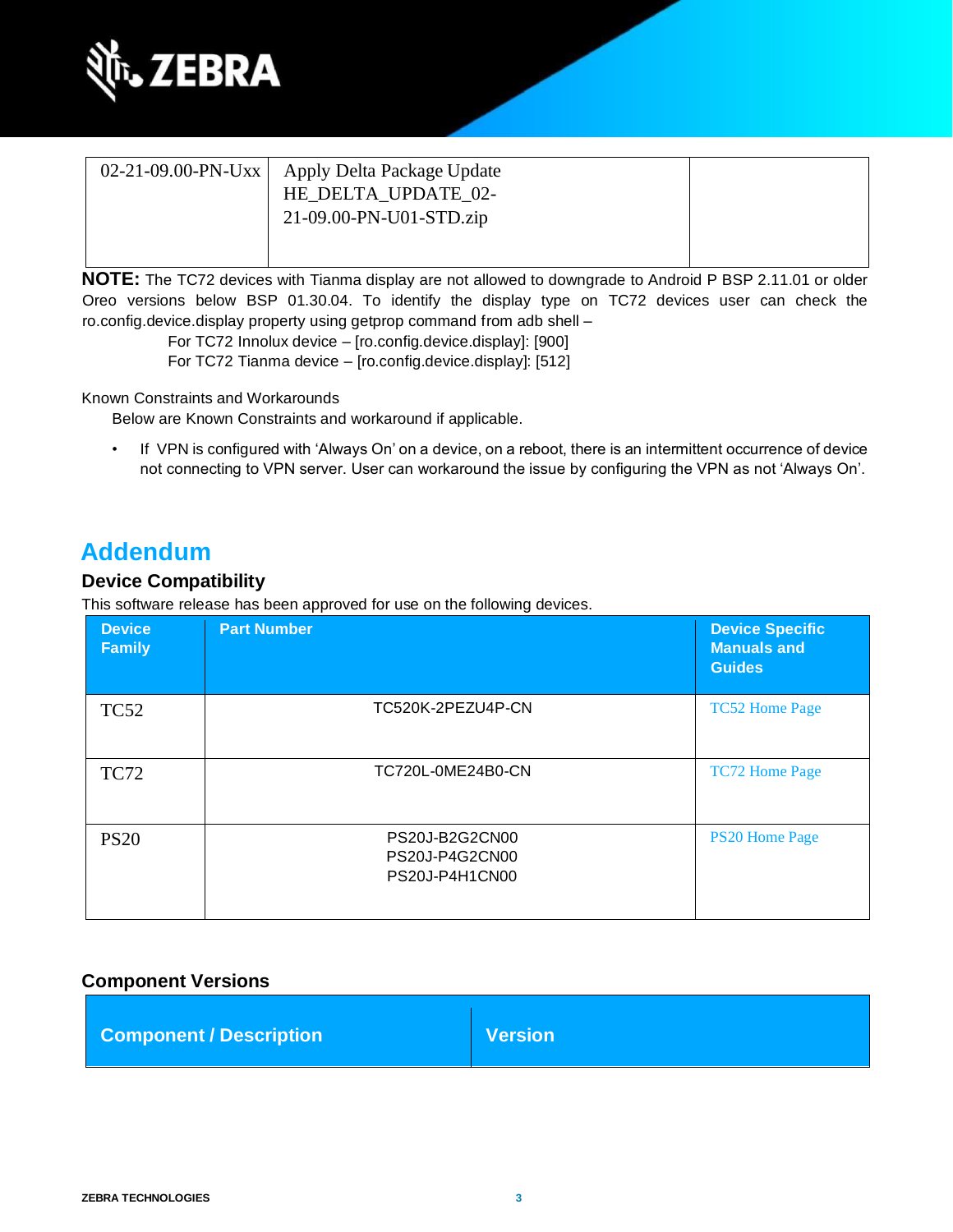| 02-21-09.00-PN-Uxx | Apply Delta Package Update HE_DELTA_UPDATE_02-21-09.00-PN-U01-STD.zip | |
|---|---|---|

**NOTE:** The TC72 devices with Tianma display are not allowed to downgrade to Android P BSP 2.11.01 or older Oreo versions below BSP 01.30.04. To identify the display type on TC72 devices user can check the ro.config.device.display property using getprop command from adb shell –

For TC72 Innolux device – [ro.config.device.display]: [900]
For TC72 Tianma device – [ro.config.device.display]: [512]

Known Constraints and Workarounds

Below are Known Constraints and workaround if applicable.

- If VPN is configured with 'Always On' on a device, on a reboot, there is an intermittent occurrence of device not connecting to VPN server. User can workaround the issue by configuring the VPN as not 'Always On'.

# Addendum

## Device Compatibility

This software release has been approved for use on the following devices.

| Device Family | Part Number | Device Specific Manuals and Guides |
|---|---|---|
| TC52 | TC520K-2PEZU4P-CN | TC52 Home Page |
| TC72 | TC720L-0ME24B0-CN | TC72 Home Page |
| PS20 | PS20J-B2G2CN00<br>PS20J-P4G2CN00<br>PS20J-P4H1CN00 | PS20 Home Page |

## Component Versions

| Component / Description | Version |
|---|---|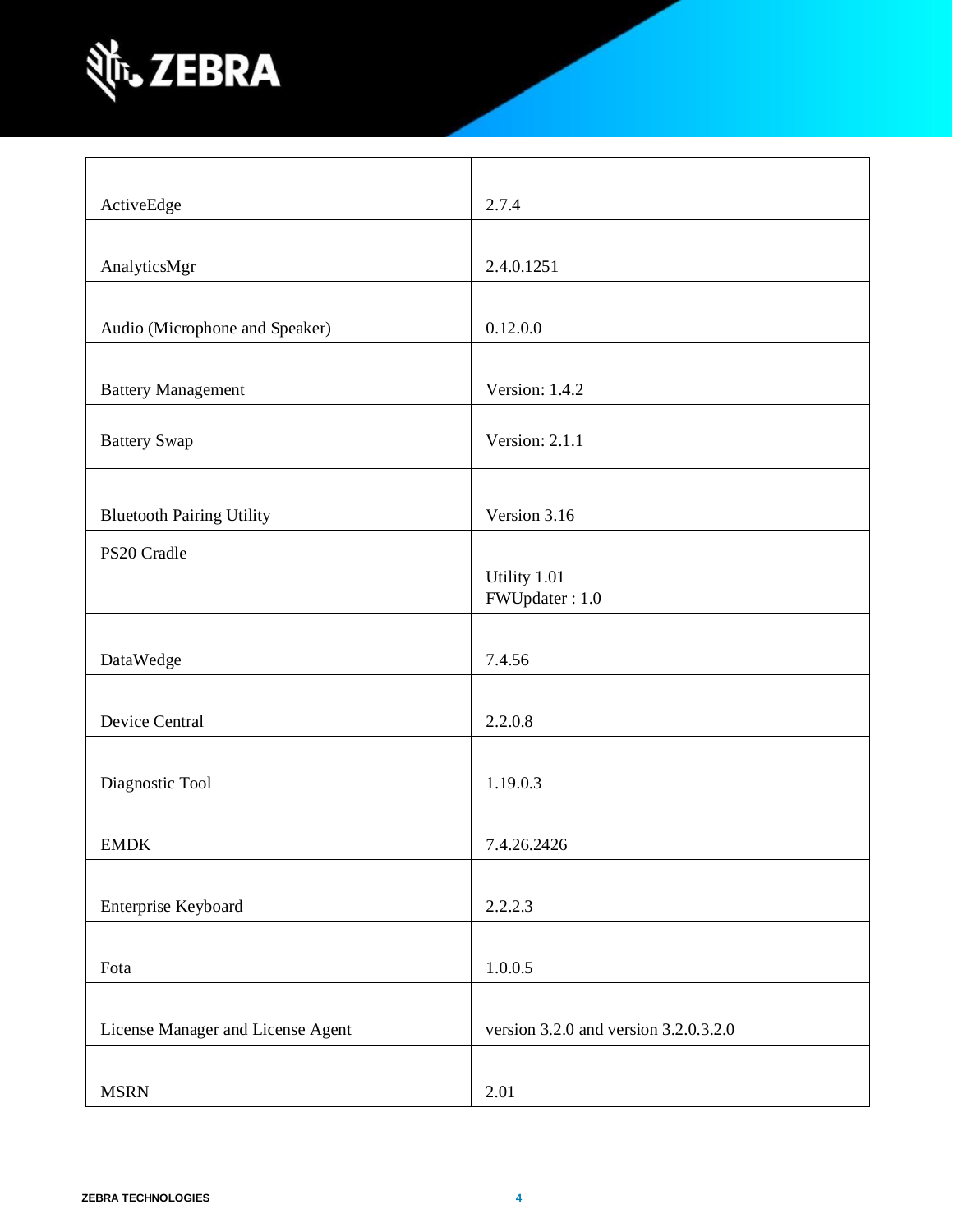| | |
|---|---|
| ActiveEdge | 2.7.4 |
| AnalyticsMgr | 2.4.0.1251 |
| Audio (Microphone and Speaker) | 0.12.0.0 |
| Battery Management | Version: 1.4.2 |
| Battery Swap | Version: 2.1.1 |
| Bluetooth Pairing Utility | Version 3.16 |
| PS20 Cradle | Utility 1.01<br>FWUpdater : 1.0 |
| DataWedge | 7.4.56 |
| Device Central | 2.2.0.8 |
| Diagnostic Tool | 1.19.0.3 |
| EMDK | 7.4.26.2426 |
| Enterprise Keyboard | 2.2.2.3 |
| Fota | 1.0.0.5 |
| License Manager and License Agent | version 3.2.0 and version 3.2.0.3.2.0 |
| MSRN | 2.01 |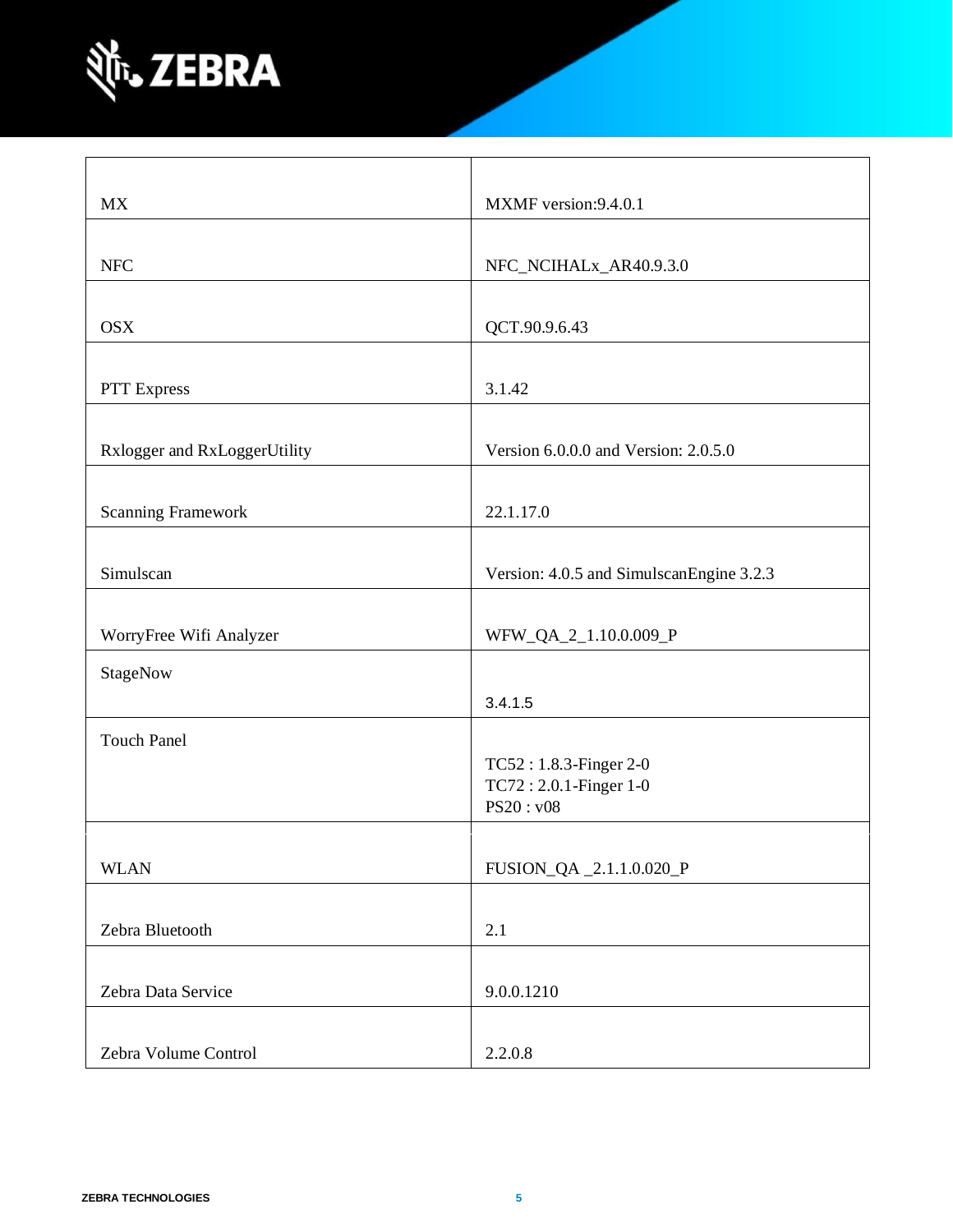| MX | MXMF version:9.4.0.1 |
| --- | --- |
| NFC | NFC_NCIHALx_AR40.9.3.0 |
| OSX | QCT.90.9.6.43 |
| PTT Express | 3.1.42 |
| Rxlogger and RxLoggerUtility | Version 6.0.0.0 and Version: 2.0.5.0 |
| Scanning Framework | 22.1.17.0 |
| Simulscan | Version: 4.0.5 and SimulscanEngine 3.2.3 |
| WorryFree Wifi Analyzer | WFW_QA_2_1.10.0.009_P |
| StageNow | 3.4.1.5 |
| Touch Panel | TC52 : 1.8.3-Finger 2-0<br>TC72 : 2.0.1-Finger 1-0<br>PS20 : v08 |
| WLAN | FUSION_QA _2.1.1.0.020_P |
| Zebra Bluetooth | 2.1 |
| Zebra Data Service | 9.0.0.1210 |
| Zebra Volume Control | 2.2.0.8 |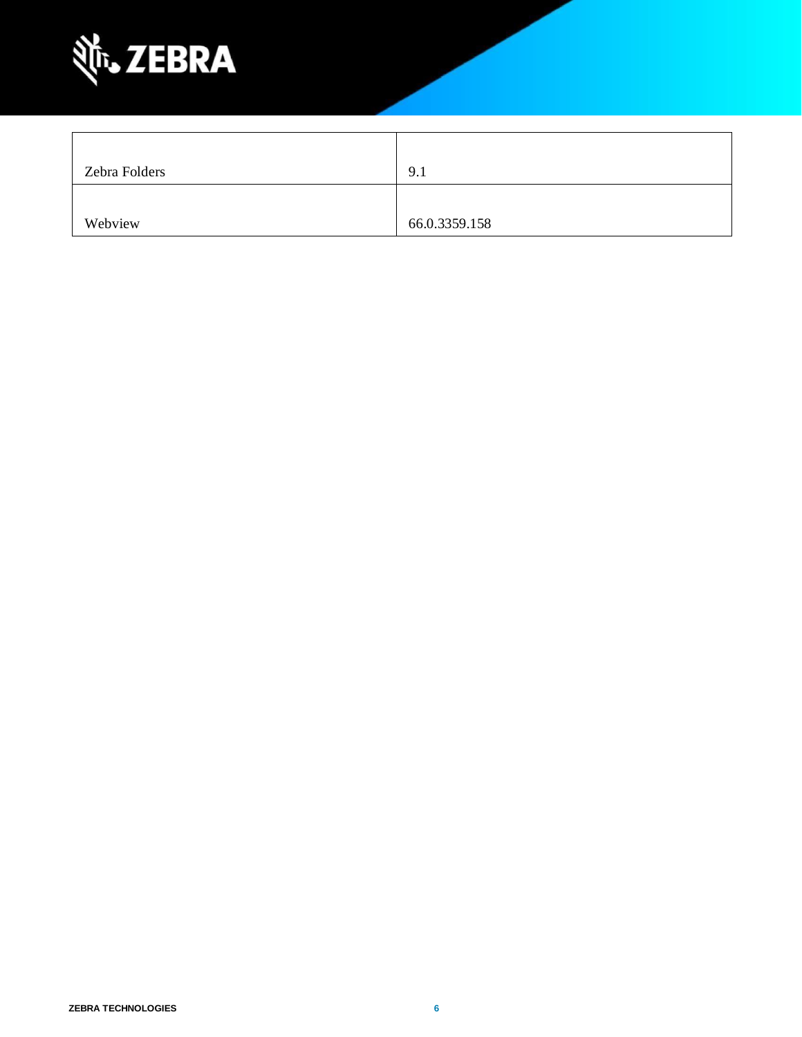| | |
|---|---|
| Zebra Folders | 9.1 |
| Webview | 66.0.3359.158 |